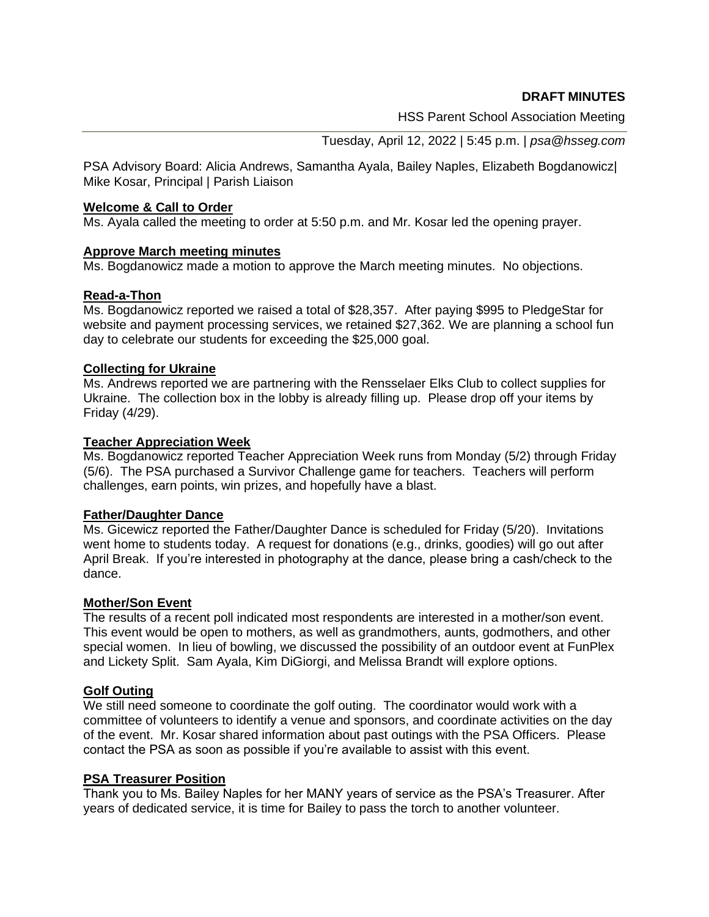**DRAFT MINUTES**

HSS Parent School Association Meeting

---

Tuesday, April 12, 2022 | 5:45 p.m. | *psa@hsseg.com*

PSA Advisory Board: Alicia Andrews, Samantha Ayala, Bailey Naples, Elizabeth Bogdanowicz| Mike Kosar, Principal | Parish Liaison

## Welcome & Call to Order

Ms. Ayala called the meeting to order at 5:50 p.m. and Mr. Kosar led the opening prayer.

## Approve March meeting minutes

Ms. Bogdanowicz made a motion to approve the March meeting minutes. No objections.

## Read-a-Thon

Ms. Bogdanowicz reported we raised a total of $28,357. After paying $995 to PledgeStar for website and payment processing services, we retained $27,362. We are planning a school fun day to celebrate our students for exceeding the $25,000 goal.

## Collecting for Ukraine

Ms. Andrews reported we are partnering with the Rensselaer Elks Club to collect supplies for Ukraine. The collection box in the lobby is already filling up. Please drop off your items by Friday (4/29).

## Teacher Appreciation Week

Ms. Bogdanowicz reported Teacher Appreciation Week runs from Monday (5/2) through Friday (5/6). The PSA purchased a Survivor Challenge game for teachers. Teachers will perform challenges, earn points, win prizes, and hopefully have a blast.

## Father/Daughter Dance

Ms. Gicewicz reported the Father/Daughter Dance is scheduled for Friday (5/20). Invitations went home to students today. A request for donations (e.g., drinks, goodies) will go out after April Break. If you're interested in photography at the dance, please bring a cash/check to the dance.

## Mother/Son Event

The results of a recent poll indicated most respondents are interested in a mother/son event. This event would be open to mothers, as well as grandmothers, aunts, godmothers, and other special women. In lieu of bowling, we discussed the possibility of an outdoor event at FunPlex and Lickety Split. Sam Ayala, Kim DiGiorgi, and Melissa Brandt will explore options.

## Golf Outing

We still need someone to coordinate the golf outing. The coordinator would work with a committee of volunteers to identify a venue and sponsors, and coordinate activities on the day of the event. Mr. Kosar shared information about past outings with the PSA Officers. Please contact the PSA as soon as possible if you're available to assist with this event.

## PSA Treasurer Position

Thank you to Ms. Bailey Naples for her MANY years of service as the PSA's Treasurer. After years of dedicated service, it is time for Bailey to pass the torch to another volunteer.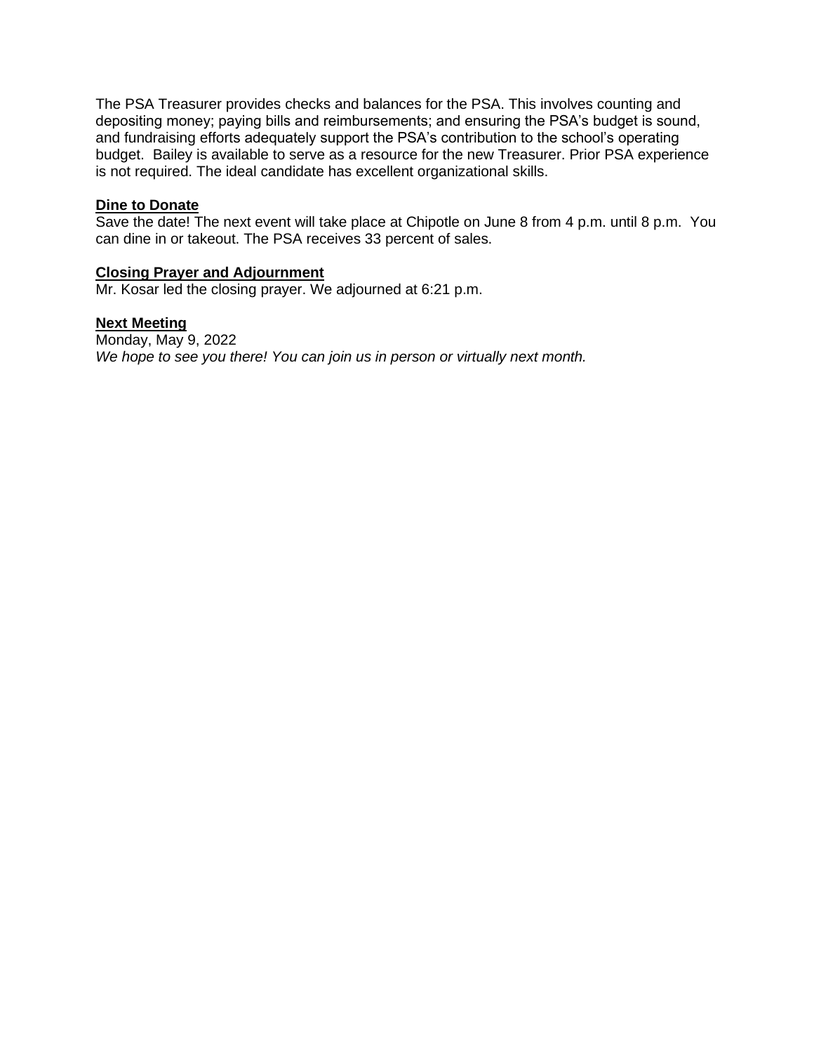The PSA Treasurer provides checks and balances for the PSA. This involves counting and depositing money; paying bills and reimbursements; and ensuring the PSA's budget is sound, and fundraising efforts adequately support the PSA's contribution to the school's operating budget. Bailey is available to serve as a resource for the new Treasurer. Prior PSA experience is not required. The ideal candidate has excellent organizational skills.

**Dine to Donate**

Save the date! The next event will take place at Chipotle on June 8 from 4 p.m. until 8 p.m. You can dine in or takeout. The PSA receives 33 percent of sales.

**Closing Prayer and Adjournment**

Mr. Kosar led the closing prayer. We adjourned at 6:21 p.m.

**Next Meeting**

Monday, May 9, 2022

*We hope to see you there! You can join us in person or virtually next month.*